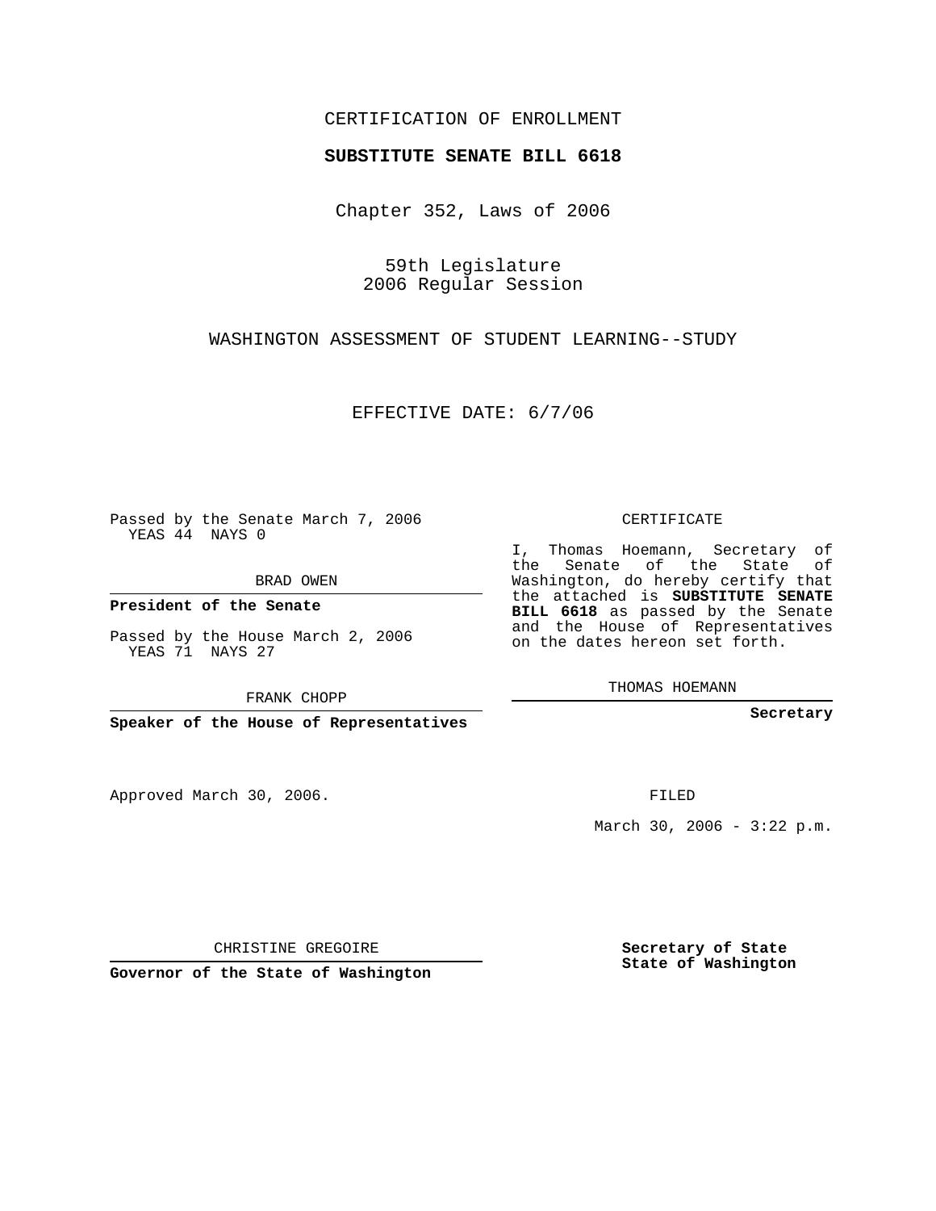CERTIFICATION OF ENROLLMENT

**SUBSTITUTE SENATE BILL 6618**

Chapter 352, Laws of 2006

59th Legislature
2006 Regular Session

WASHINGTON ASSESSMENT OF STUDENT LEARNING--STUDY

EFFECTIVE DATE: 6/7/06

Passed by the Senate March 7, 2006
YEAS 44 NAYS 0

BRAD OWEN

**President of the Senate**

Passed by the House March 2, 2006
YEAS 71 NAYS 27

FRANK CHOPP

**Speaker of the House of Representatives**

CERTIFICATE

I, Thomas Hoemann, Secretary of the Senate of the State of Washington, do hereby certify that the attached is **SUBSTITUTE SENATE BILL 6618** as passed by the Senate and the House of Representatives on the dates hereon set forth.

THOMAS HOEMANN

**Secretary**

Approved March 30, 2006.

FILED

March 30, 2006 - 3:22 p.m.

CHRISTINE GREGOIRE

**Governor of the State of Washington**

**Secretary of State**
**State of Washington**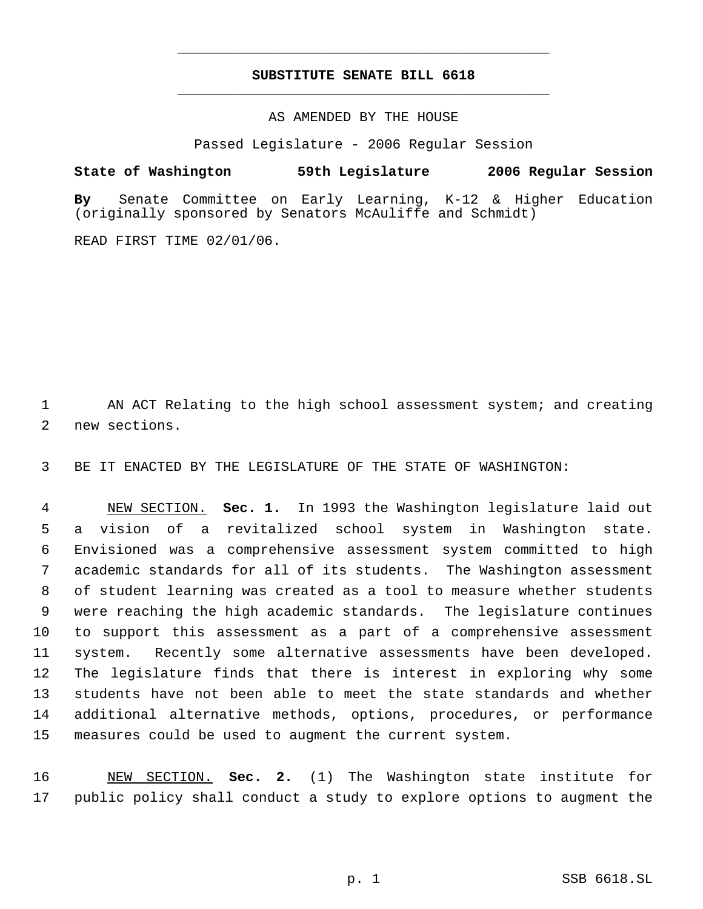# SUBSTITUTE SENATE BILL 6618

AS AMENDED BY THE HOUSE

Passed Legislature - 2006 Regular Session

**State of Washington 59th Legislature 2006 Regular Session**

**By** Senate Committee on Early Learning, K-12 & Higher Education (originally sponsored by Senators McAuliffe and Schmidt)

READ FIRST TIME 02/01/06.

AN ACT Relating to the high school assessment system; and creating new sections.

BE IT ENACTED BY THE LEGISLATURE OF THE STATE OF WASHINGTON:

NEW SECTION. **Sec. 1.** In 1993 the Washington legislature laid out a vision of a revitalized school system in Washington state. Envisioned was a comprehensive assessment system committed to high academic standards for all of its students. The Washington assessment of student learning was created as a tool to measure whether students were reaching the high academic standards. The legislature continues to support this assessment as a part of a comprehensive assessment system. Recently some alternative assessments have been developed. The legislature finds that there is interest in exploring why some students have not been able to meet the state standards and whether additional alternative methods, options, procedures, or performance measures could be used to augment the current system.

NEW SECTION. **Sec. 2.** (1) The Washington state institute for public policy shall conduct a study to explore options to augment the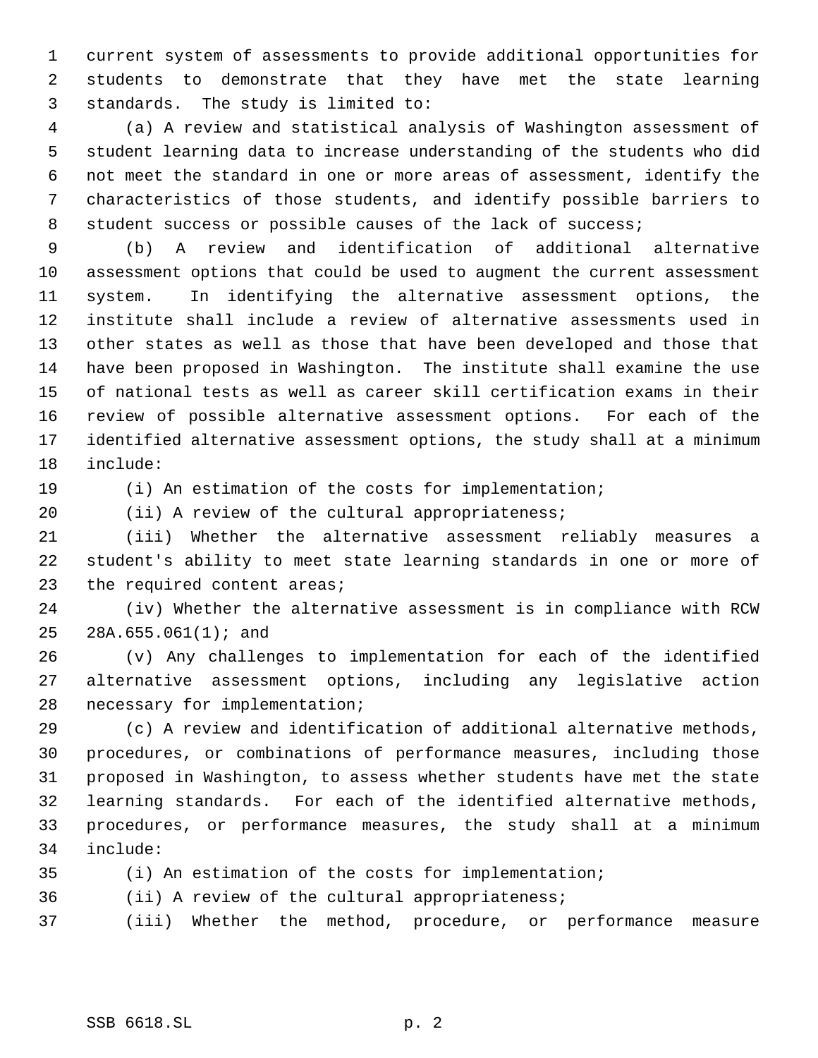current system of assessments to provide additional opportunities for students to demonstrate that they have met the state learning standards. The study is limited to:

(a) A review and statistical analysis of Washington assessment of student learning data to increase understanding of the students who did not meet the standard in one or more areas of assessment, identify the characteristics of those students, and identify possible barriers to student success or possible causes of the lack of success;

(b) A review and identification of additional alternative assessment options that could be used to augment the current assessment system. In identifying the alternative assessment options, the institute shall include a review of alternative assessments used in other states as well as those that have been developed and those that have been proposed in Washington. The institute shall examine the use of national tests as well as career skill certification exams in their review of possible alternative assessment options. For each of the identified alternative assessment options, the study shall at a minimum include:

(i) An estimation of the costs for implementation;

(ii) A review of the cultural appropriateness;

(iii) Whether the alternative assessment reliably measures a student's ability to meet state learning standards in one or more of the required content areas;

(iv) Whether the alternative assessment is in compliance with RCW 28A.655.061(1); and

(v) Any challenges to implementation for each of the identified alternative assessment options, including any legislative action necessary for implementation;

(c) A review and identification of additional alternative methods, procedures, or combinations of performance measures, including those proposed in Washington, to assess whether students have met the state learning standards. For each of the identified alternative methods, procedures, or performance measures, the study shall at a minimum include:

(i) An estimation of the costs for implementation;

(ii) A review of the cultural appropriateness;

(iii) Whether the method, procedure, or performance measure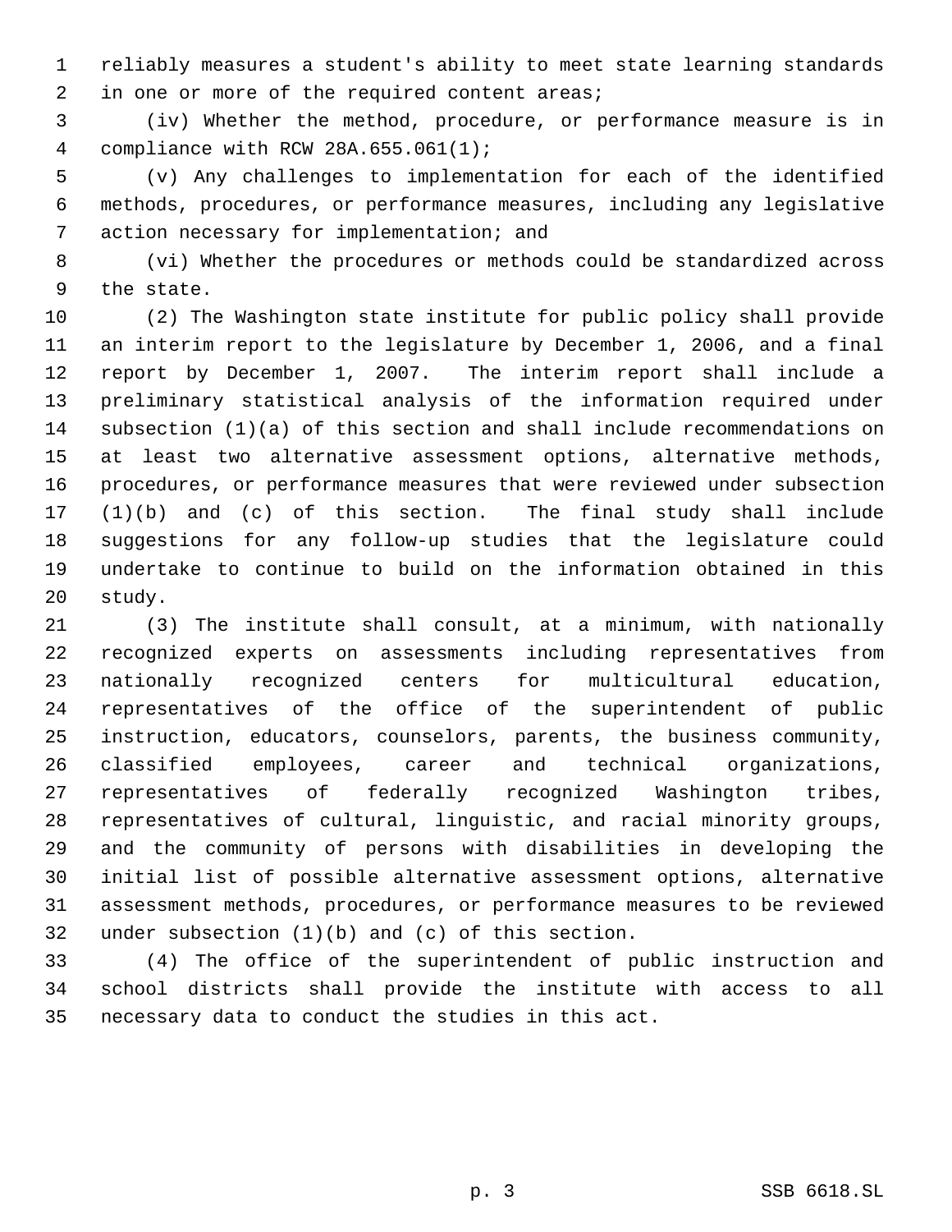reliably measures a student's ability to meet state learning standards in one or more of the required content areas;

(iv) Whether the method, procedure, or performance measure is in compliance with RCW 28A.655.061(1);

(v) Any challenges to implementation for each of the identified methods, procedures, or performance measures, including any legislative action necessary for implementation; and

(vi) Whether the procedures or methods could be standardized across the state.

(2) The Washington state institute for public policy shall provide an interim report to the legislature by December 1, 2006, and a final report by December 1, 2007. The interim report shall include a preliminary statistical analysis of the information required under subsection (1)(a) of this section and shall include recommendations on at least two alternative assessment options, alternative methods, procedures, or performance measures that were reviewed under subsection (1)(b) and (c) of this section. The final study shall include suggestions for any follow-up studies that the legislature could undertake to continue to build on the information obtained in this study.

(3) The institute shall consult, at a minimum, with nationally recognized experts on assessments including representatives from nationally recognized centers for multicultural education, representatives of the office of the superintendent of public instruction, educators, counselors, parents, the business community, classified employees, career and technical organizations, representatives of federally recognized Washington tribes, representatives of cultural, linguistic, and racial minority groups, and the community of persons with disabilities in developing the initial list of possible alternative assessment options, alternative assessment methods, procedures, or performance measures to be reviewed under subsection (1)(b) and (c) of this section.

(4) The office of the superintendent of public instruction and school districts shall provide the institute with access to all necessary data to conduct the studies in this act.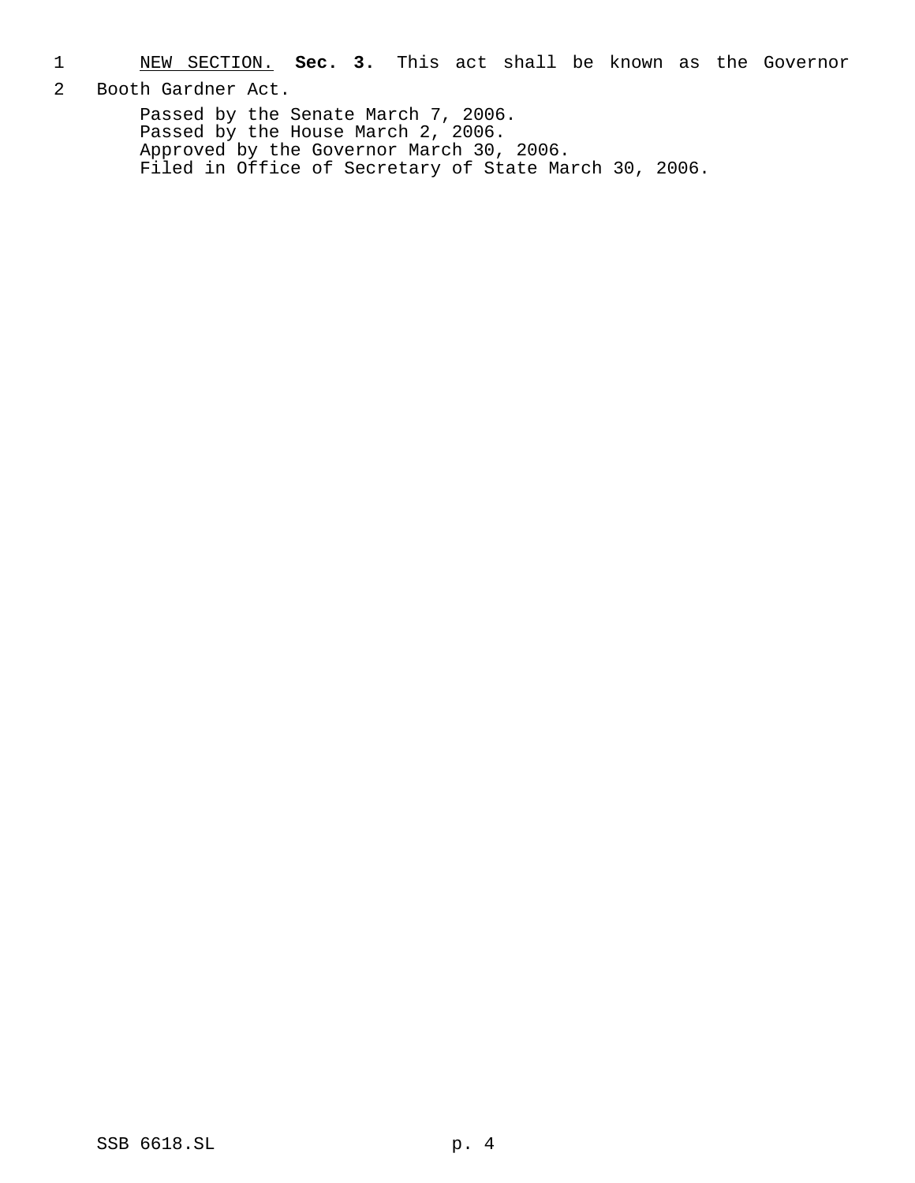NEW SECTION. **Sec. 3.** This act shall be known as the Governor Booth Gardner Act.

Passed by the Senate March 7, 2006.
Passed by the House March 2, 2006.
Approved by the Governor March 30, 2006.
Filed in Office of Secretary of State March 30, 2006.